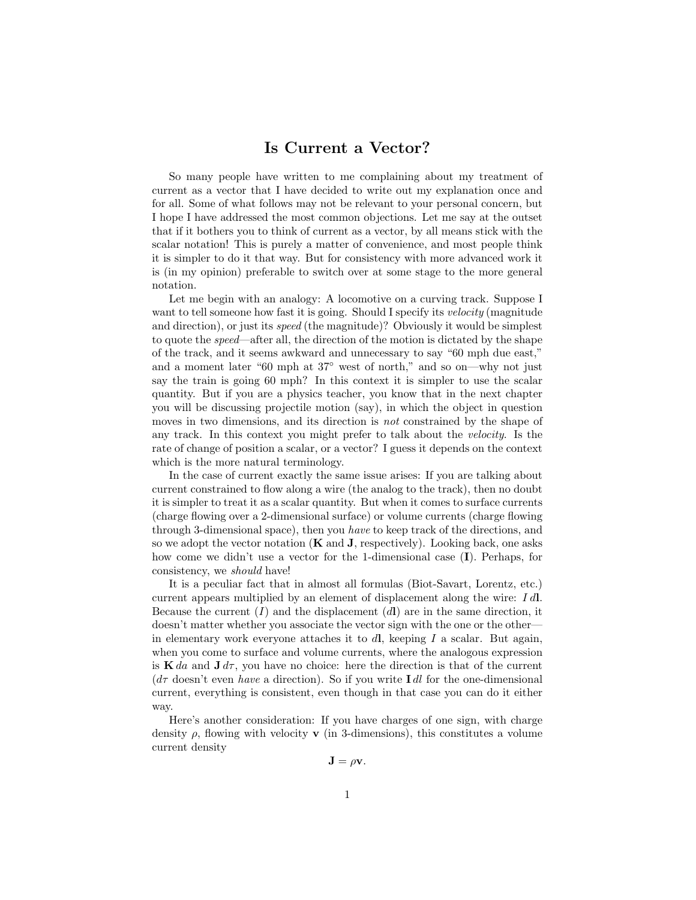# Is Current a Vector?

So many people have written to me complaining about my treatment of current as a vector that I have decided to write out my explanation once and for all. Some of what follows may not be relevant to your personal concern, but I hope I have addressed the most common objections. Let me say at the outset that if it bothers you to think of current as a vector, by all means stick with the scalar notation! This is purely a matter of convenience, and most people think it is simpler to do it that way. But for consistency with more advanced work it is (in my opinion) preferable to switch over at some stage to the more general notation.

Let me begin with an analogy: A locomotive on a curving track. Suppose I want to tell someone how fast it is going. Should I specify its *velocity* (magnitude and direction), or just its *speed* (the magnitude)? Obviously it would be simplest to quote the *speed*—after all, the direction of the motion is dictated by the shape of the track, and it seems awkward and unnecessary to say "60 mph due east," and a moment later "60 mph at 37° west of north," and so on—why not just say the train is going 60 mph? In this context it is simpler to use the scalar quantity. But if you are a physics teacher, you know that in the next chapter you will be discussing projectile motion (say), in which the object in question moves in two dimensions, and its direction is *not* constrained by the shape of any track. In this context you might prefer to talk about the *velocity*. Is the rate of change of position a scalar, or a vector? I guess it depends on the context which is the more natural terminology.

In the case of current exactly the same issue arises: If you are talking about current constrained to flow along a wire (the analog to the track), then no doubt it is simpler to treat it as a scalar quantity. But when it comes to surface currents (charge flowing over a 2-dimensional surface) or volume currents (charge flowing through 3-dimensional space), then you *have* to keep track of the directions, and so we adopt the vector notation ($\mathbf{K}$ and $\mathbf{J}$, respectively). Looking back, one asks how come we didn't use a vector for the 1-dimensional case ($\mathbf{I}$). Perhaps, for consistency, we *should* have!

It is a peculiar fact that in almost all formulas (Biot-Savart, Lorentz, etc.) current appears multiplied by an element of displacement along the wire: $I\,d\mathbf{l}$. Because the current ($I$) and the displacement ($d\mathbf{l}$) are in the same direction, it doesn't matter whether you associate the vector sign with the one or the other—in elementary work everyone attaches it to $d\mathbf{l}$, keeping $I$ a scalar. But again, when you come to surface and volume currents, where the analogous expression is $\mathbf{K}\,da$ and $\mathbf{J}\,d\tau$, you have no choice: here the direction is that of the current ($d\tau$ doesn't even *have* a direction). So if you write $\mathbf{I}\,dl$ for the one-dimensional current, everything is consistent, even though in that case you can do it either way.

Here's another consideration: If you have charges of one sign, with charge density $\rho$, flowing with velocity $\mathbf{v}$ (in 3-dimensions), this constitutes a volume current density

$$\mathbf{J} = \rho\mathbf{v}.$$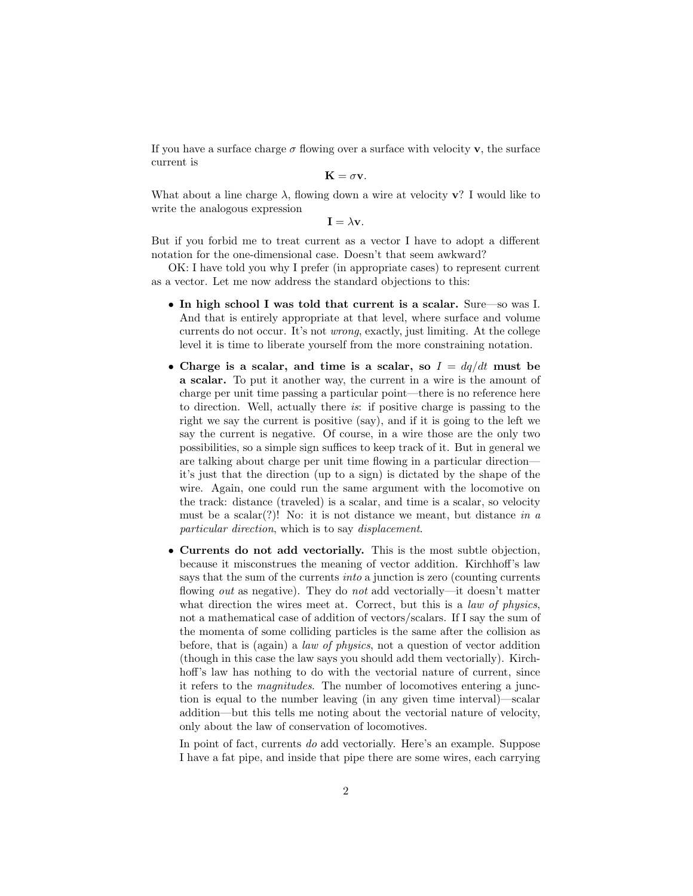If you have a surface charge $\sigma$ flowing over a surface with velocity $\mathbf{v}$, the surface current is

$$\mathbf{K} = \sigma\mathbf{v}.$$

What about a line charge $\lambda$, flowing down a wire at velocity $\mathbf{v}$? I would like to write the analogous expression

$$\mathbf{I} = \lambda\mathbf{v}.$$

But if you forbid me to treat current as a vector I have to adopt a different notation for the one-dimensional case. Doesn't that seem awkward?

OK: I have told you why I prefer (in appropriate cases) to represent current as a vector. Let me now address the standard objections to this:

- **In high school I was told that current is a scalar.** Sure—so was I. And that is entirely appropriate at that level, where surface and volume currents do not occur. It's not *wrong*, exactly, just limiting. At the college level it is time to liberate yourself from the more constraining notation.

- **Charge is a scalar, and time is a scalar, so $I = dq/dt$ must be a scalar.** To put it another way, the current in a wire is the amount of charge per unit time passing a particular point—there is no reference here to direction. Well, actually there *is*: if positive charge is passing to the right we say the current is positive (say), and if it is going to the left we say the current is negative. Of course, in a wire those are the only two possibilities, so a simple sign suffices to keep track of it. But in general we are talking about charge per unit time flowing in a particular direction—it's just that the direction (up to a sign) is dictated by the shape of the wire. Again, one could run the same argument with the locomotive on the track: distance (traveled) is a scalar, and time is a scalar, so velocity must be a scalar(?)! No: it is not distance we meant, but distance *in a particular direction*, which is to say *displacement*.

- **Currents do not add vectorially.** This is the most subtle objection, because it misconstrues the meaning of vector addition. Kirchhoff's law says that the sum of the currents *into* a junction is zero (counting currents flowing *out* as negative). They do *not* add vectorially—it doesn't matter what direction the wires meet at. Correct, but this is a *law of physics*, not a mathematical case of addition of vectors/scalars. If I say the sum of the momenta of some colliding particles is the same after the collision as before, that is (again) a *law of physics*, not a question of vector addition (though in this case the law says you should add them vectorially). Kirchhoff's law has nothing to do with the vectorial nature of current, since it refers to the *magnitudes*. The number of locomotives entering a junction is equal to the number leaving (in any given time interval)—scalar addition—but this tells me noting about the vectorial nature of velocity, only about the law of conservation of locomotives.

  In point of fact, currents *do* add vectorially. Here's an example. Suppose I have a fat pipe, and inside that pipe there are some wires, each carrying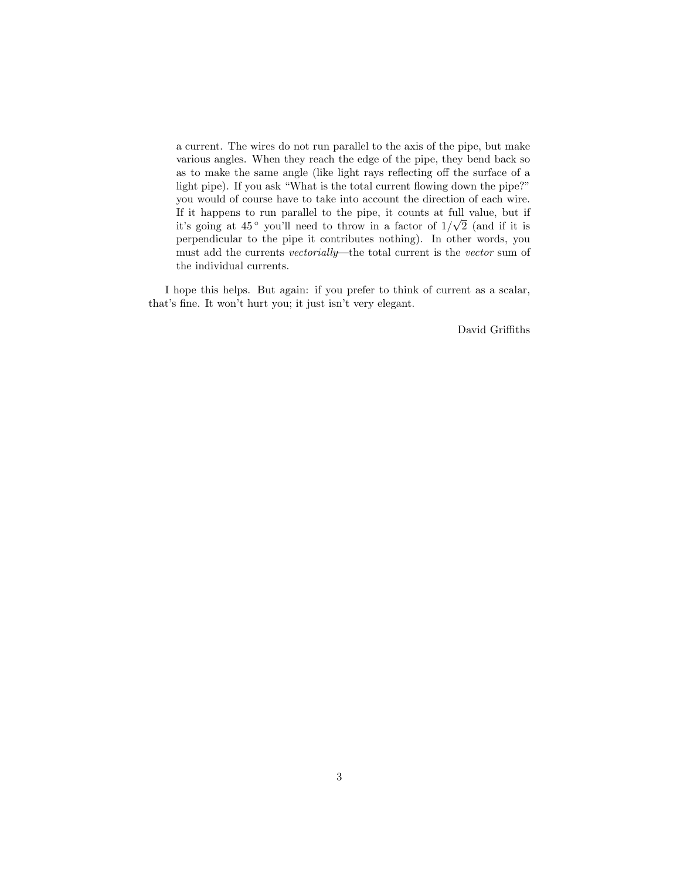a current. The wires do not run parallel to the axis of the pipe, but make various angles. When they reach the edge of the pipe, they bend back so as to make the same angle (like light rays reflecting off the surface of a light pipe). If you ask "What is the total current flowing down the pipe?" you would of course have to take into account the direction of each wire. If it happens to run parallel to the pipe, it counts at full value, but if it's going at $45^\circ$ you'll need to throw in a factor of $1/\sqrt{2}$ (and if it is perpendicular to the pipe it contributes nothing). In other words, you must add the currents *vectorially*—the total current is the *vector* sum of the individual currents.

I hope this helps. But again: if you prefer to think of current as a scalar, that's fine. It won't hurt you; it just isn't very elegant.

David Griffiths